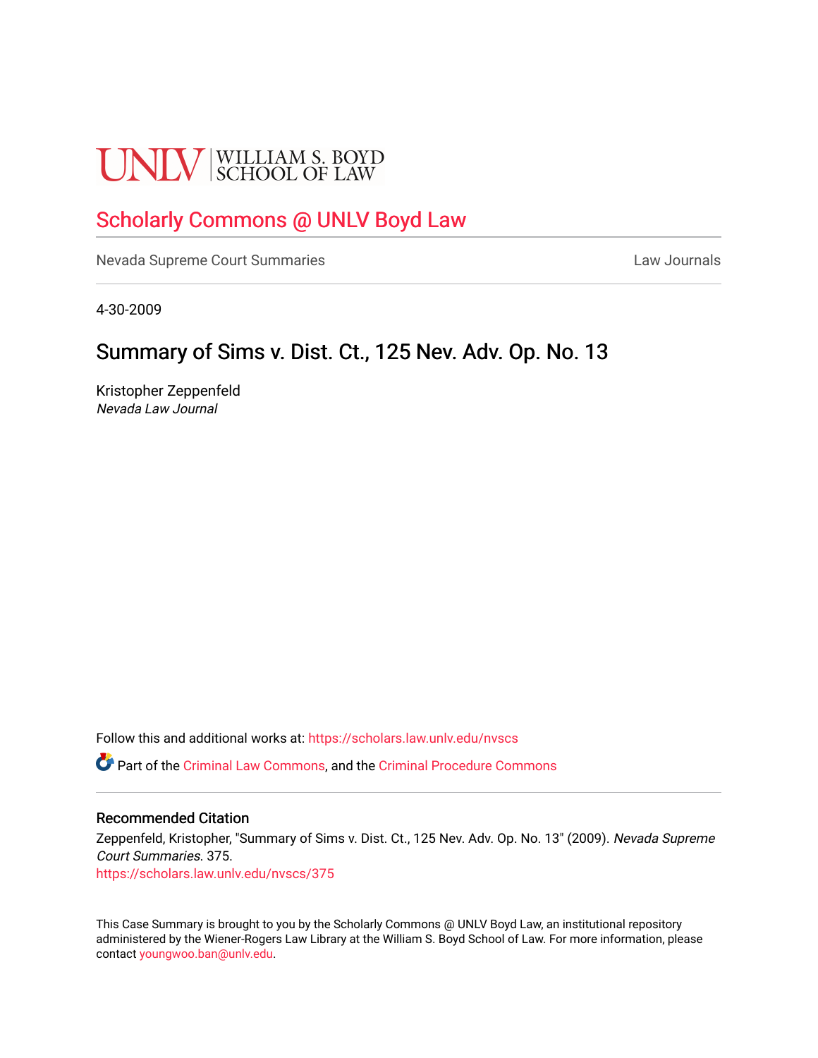UNLV | WILLIAM S. BOYD SCHOOL OF LAW

Scholarly Commons @ UNLV Boyd Law

Nevada Supreme Court Summaries

Law Journals

4-30-2009

# Summary of Sims v. Dist. Ct., 125 Nev. Adv. Op. No. 13

Kristopher Zeppenfeld
*Nevada Law Journal*

Follow this and additional works at: https://scholars.law.unlv.edu/nvscs

Part of the Criminal Law Commons, and the Criminal Procedure Commons

## Recommended Citation

Zeppenfeld, Kristopher, "Summary of Sims v. Dist. Ct., 125 Nev. Adv. Op. No. 13" (2009). *Nevada Supreme Court Summaries*. 375.
https://scholars.law.unlv.edu/nvscs/375

This Case Summary is brought to you by the Scholarly Commons @ UNLV Boyd Law, an institutional repository administered by the Wiener-Rogers Law Library at the William S. Boyd School of Law. For more information, please contact youngwoo.ban@unlv.edu.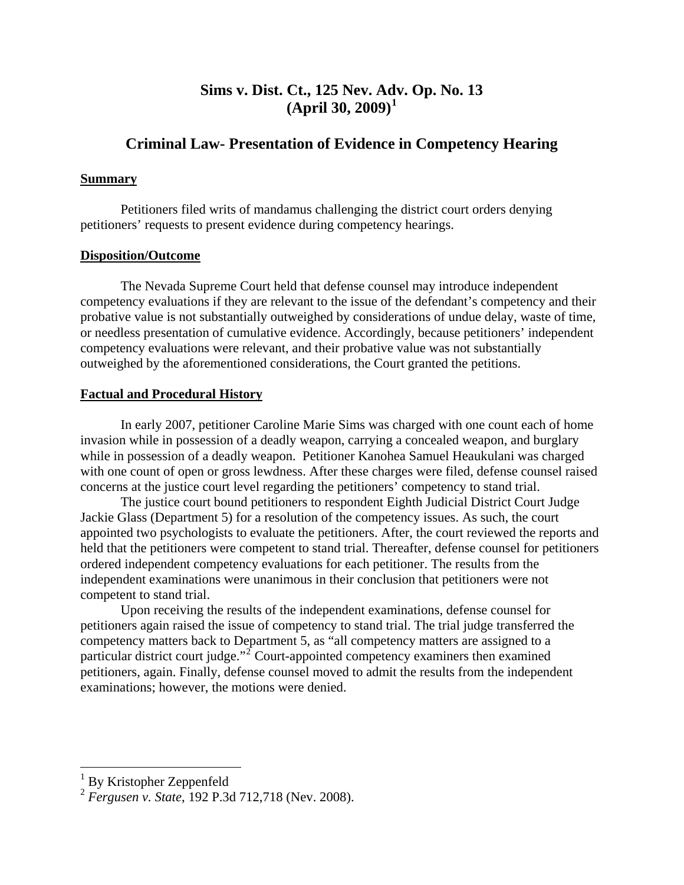# Sims v. Dist. Ct., 125 Nev. Adv. Op. No. 13 (April 30, 2009)[1]

## Criminal Law- Presentation of Evidence in Competency Hearing

**Summary**

Petitioners filed writs of mandamus challenging the district court orders denying petitioners' requests to present evidence during competency hearings.

**Disposition/Outcome**

The Nevada Supreme Court held that defense counsel may introduce independent competency evaluations if they are relevant to the issue of the defendant's competency and their probative value is not substantially outweighed by considerations of undue delay, waste of time, or needless presentation of cumulative evidence. Accordingly, because petitioners' independent competency evaluations were relevant, and their probative value was not substantially outweighed by the aforementioned considerations, the Court granted the petitions.

**Factual and Procedural History**

In early 2007, petitioner Caroline Marie Sims was charged with one count each of home invasion while in possession of a deadly weapon, carrying a concealed weapon, and burglary while in possession of a deadly weapon. Petitioner Kanohea Samuel Heaukulani was charged with one count of open or gross lewdness. After these charges were filed, defense counsel raised concerns at the justice court level regarding the petitioners' competency to stand trial.

The justice court bound petitioners to respondent Eighth Judicial District Court Judge Jackie Glass (Department 5) for a resolution of the competency issues. As such, the court appointed two psychologists to evaluate the petitioners. After, the court reviewed the reports and held that the petitioners were competent to stand trial. Thereafter, defense counsel for petitioners ordered independent competency evaluations for each petitioner. The results from the independent examinations were unanimous in their conclusion that petitioners were not competent to stand trial.

Upon receiving the results of the independent examinations, defense counsel for petitioners again raised the issue of competency to stand trial. The trial judge transferred the competency matters back to Department 5, as "all competency matters are assigned to a particular district court judge."[2] Court-appointed competency examiners then examined petitioners, again. Finally, defense counsel moved to admit the results from the independent examinations; however, the motions were denied.

---

[1] By Kristopher Zeppenfeld

[2] *Fergusen v. State*, 192 P.3d 712,718 (Nev. 2008).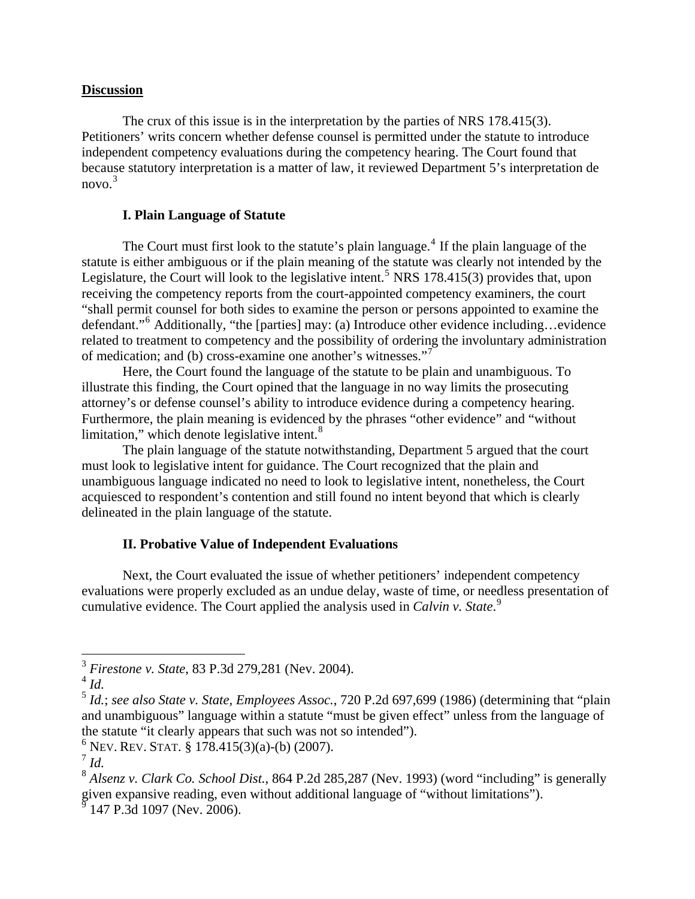**Discussion**

The crux of this issue is in the interpretation by the parties of NRS 178.415(3). Petitioners' writs concern whether defense counsel is permitted under the statute to introduce independent competency evaluations during the competency hearing. The Court found that because statutory interpretation is a matter of law, it reviewed Department 5's interpretation de novo.[3]

**I. Plain Language of Statute**

The Court must first look to the statute's plain language.[4] If the plain language of the statute is either ambiguous or if the plain meaning of the statute was clearly not intended by the Legislature, the Court will look to the legislative intent.[5] NRS 178.415(3) provides that, upon receiving the competency reports from the court-appointed competency examiners, the court "shall permit counsel for both sides to examine the person or persons appointed to examine the defendant."[6] Additionally, "the [parties] may: (a) Introduce other evidence including…evidence related to treatment to competency and the possibility of ordering the involuntary administration of medication; and (b) cross-examine one another's witnesses."[7]

Here, the Court found the language of the statute to be plain and unambiguous. To illustrate this finding, the Court opined that the language in no way limits the prosecuting attorney's or defense counsel's ability to introduce evidence during a competency hearing. Furthermore, the plain meaning is evidenced by the phrases "other evidence" and "without limitation," which denote legislative intent.[8]

The plain language of the statute notwithstanding, Department 5 argued that the court must look to legislative intent for guidance. The Court recognized that the plain and unambiguous language indicated no need to look to legislative intent, nonetheless, the Court acquiesced to respondent's contention and still found no intent beyond that which is clearly delineated in the plain language of the statute.

**II. Probative Value of Independent Evaluations**

Next, the Court evaluated the issue of whether petitioners' independent competency evaluations were properly excluded as an undue delay, waste of time, or needless presentation of cumulative evidence. The Court applied the analysis used in *Calvin v. State*.[9]

---

[3] *Firestone v. State*, 83 P.3d 279,281 (Nev. 2004).

[4] *Id.*

[5] *Id.*; *see also State v. State, Employees Assoc.*, 720 P.2d 697,699 (1986) (determining that "plain and unambiguous" language within a statute "must be given effect" unless from the language of the statute "it clearly appears that such was not so intended").

[6] NEV. REV. STAT. § 178.415(3)(a)-(b) (2007).

[7] *Id.*

[8] *Alsenz v. Clark Co. School Dist.*, 864 P.2d 285,287 (Nev. 1993) (word "including" is generally given expansive reading, even without additional language of "without limitations").

[9] 147 P.3d 1097 (Nev. 2006).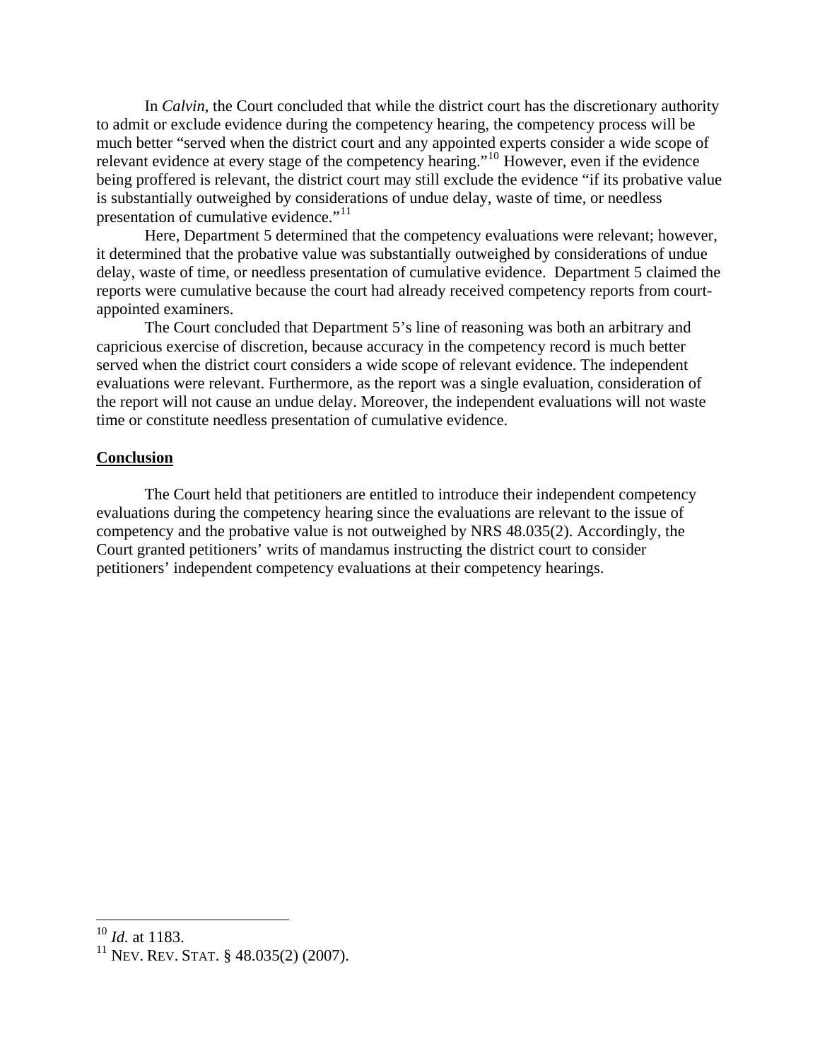In *Calvin*, the Court concluded that while the district court has the discretionary authority to admit or exclude evidence during the competency hearing, the competency process will be much better "served when the district court and any appointed experts consider a wide scope of relevant evidence at every stage of the competency hearing."[10] However, even if the evidence being proffered is relevant, the district court may still exclude the evidence "if its probative value is substantially outweighed by considerations of undue delay, waste of time, or needless presentation of cumulative evidence."[11]

Here, Department 5 determined that the competency evaluations were relevant; however, it determined that the probative value was substantially outweighed by considerations of undue delay, waste of time, or needless presentation of cumulative evidence. Department 5 claimed the reports were cumulative because the court had already received competency reports from court-appointed examiners.

The Court concluded that Department 5's line of reasoning was both an arbitrary and capricious exercise of discretion, because accuracy in the competency record is much better served when the district court considers a wide scope of relevant evidence. The independent evaluations were relevant. Furthermore, as the report was a single evaluation, consideration of the report will not cause an undue delay. Moreover, the independent evaluations will not waste time or constitute needless presentation of cumulative evidence.

## Conclusion

The Court held that petitioners are entitled to introduce their independent competency evaluations during the competency hearing since the evaluations are relevant to the issue of competency and the probative value is not outweighed by NRS 48.035(2). Accordingly, the Court granted petitioners' writs of mandamus instructing the district court to consider petitioners' independent competency evaluations at their competency hearings.

---

[10] *Id.* at 1183.
[11] NEV. REV. STAT. § 48.035(2) (2007).